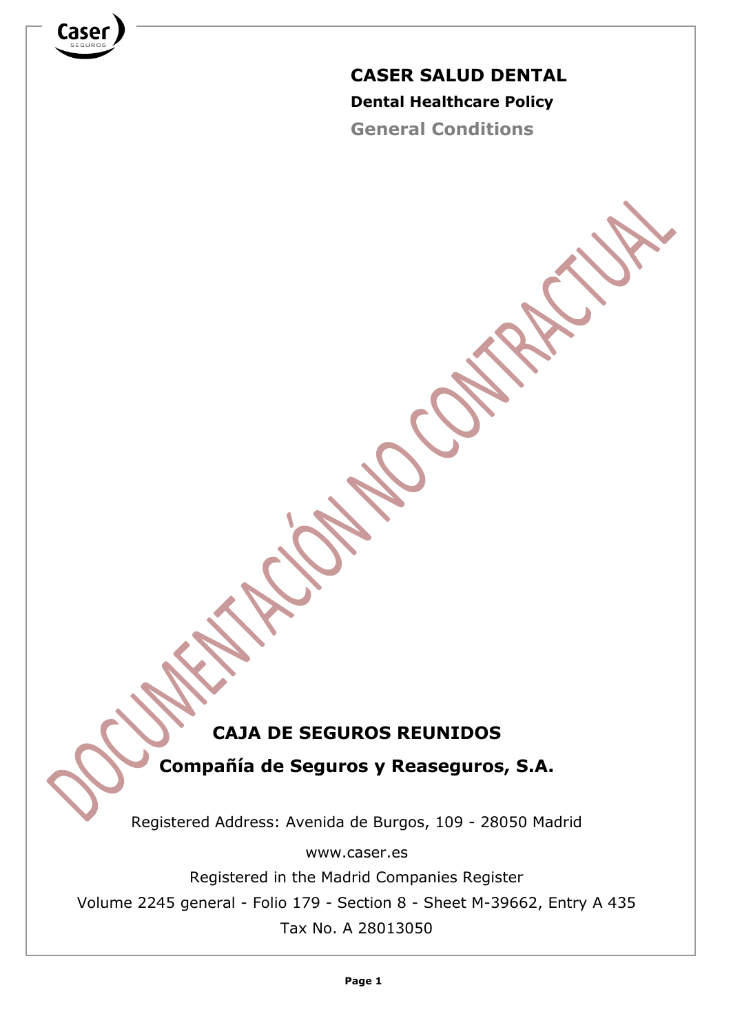# CASER SALUD DENTAL

**Dental Healthcare Policy**

**General Conditions**

DOCUMENTACIÓN NO CONTRACTUAL

**CAJA DE SEGUROS REUNIDOS**

**Compañía de Seguros y Reaseguros, S.A.**

Registered Address: Avenida de Burgos, 109 - 28050 Madrid

www.caser.es

Registered in the Madrid Companies Register

Volume 2245 general - Folio 179 - Section 8 - Sheet M-39662, Entry A 435

Tax No. A 28013050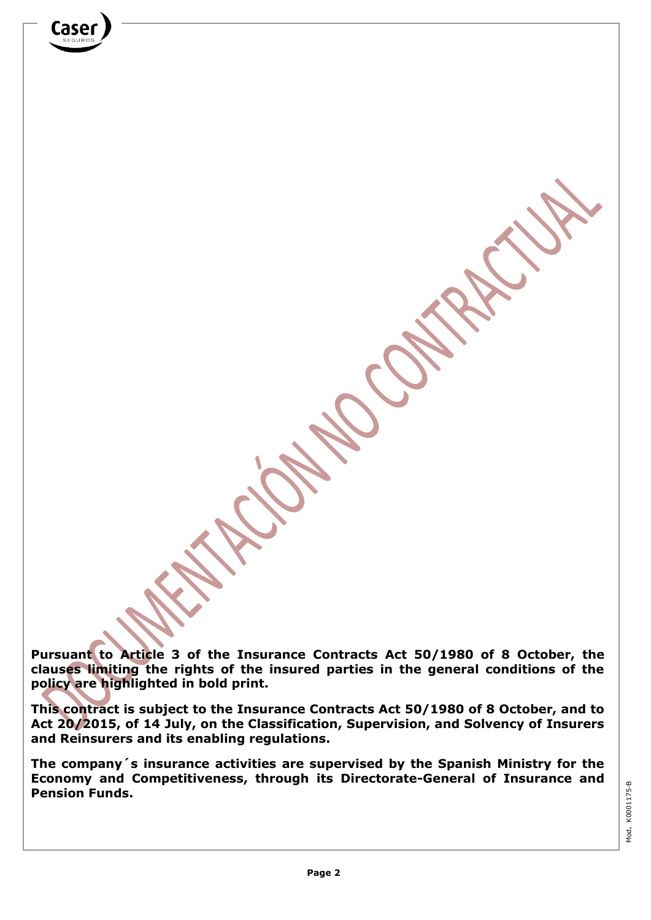**Pursuant to Article 3 of the Insurance Contracts Act 50/1980 of 8 October, the clauses limiting the rights of the insured parties in the general conditions of the policy are highlighted in bold print.**

**This contract is subject to the Insurance Contracts Act 50/1980 of 8 October, and to Act 20/2015, of 14 July, on the Classification, Supervision, and Solvency of Insurers and Reinsurers and its enabling regulations.**

**The company´s insurance activities are supervised by the Spanish Ministry for the Economy and Competitiveness, through its Directorate-General of Insurance and Pension Funds.**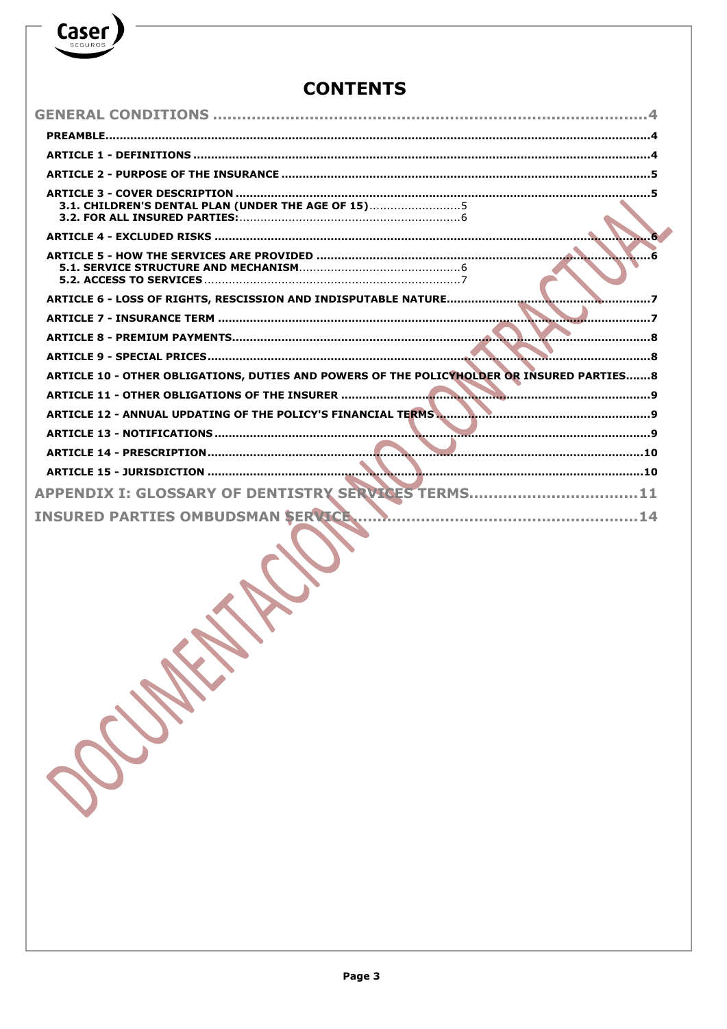# CONTENTS

GENERAL CONDITIONS .......................................................................................4

- PREAMBLE.......................................................................................4
- ARTICLE 1 - DEFINITIONS .......................................................................................4
- ARTICLE 2 - PURPOSE OF THE INSURANCE .......................................................................................5
- ARTICLE 3 - COVER DESCRIPTION .......................................................................................5
  - 3.1. CHILDREN'S DENTAL PLAN (UNDER THE AGE OF 15)..........................5
  - 3.2. FOR ALL INSURED PARTIES:..........................6
- ARTICLE 4 - EXCLUDED RISKS .......................................................................................6
- ARTICLE 5 - HOW THE SERVICES ARE PROVIDED .......................................................................................6
  - 5.1. SERVICE STRUCTURE AND MECHANISM..........................6
  - 5.2. ACCESS TO SERVICES..........................7
- ARTICLE 6 - LOSS OF RIGHTS, RESCISSION AND INDISPUTABLE NATURE.......................................7
- ARTICLE 7 - INSURANCE TERM .......................................................................................7
- ARTICLE 8 - PREMIUM PAYMENTS.......................................................................................8
- ARTICLE 9 - SPECIAL PRICES.......................................................................................8
- ARTICLE 10 - OTHER OBLIGATIONS, DUTIES AND POWERS OF THE POLICYHOLDER OR INSURED PARTIES.......8
- ARTICLE 11 - OTHER OBLIGATIONS OF THE INSURER .......................................................................................9
- ARTICLE 12 - ANNUAL UPDATING OF THE POLICY'S FINANCIAL TERMS.......................................9
- ARTICLE 13 - NOTIFICATIONS.......................................................................................9
- ARTICLE 14 - PRESCRIPTION.......................................................................................10
- ARTICLE 15 - JURISDICTION .......................................................................................10

APPENDIX I: GLOSSARY OF DENTISTRY SERVICES TERMS.................................11

INSURED PARTIES OMBUDSMAN SERVICE.......................................................14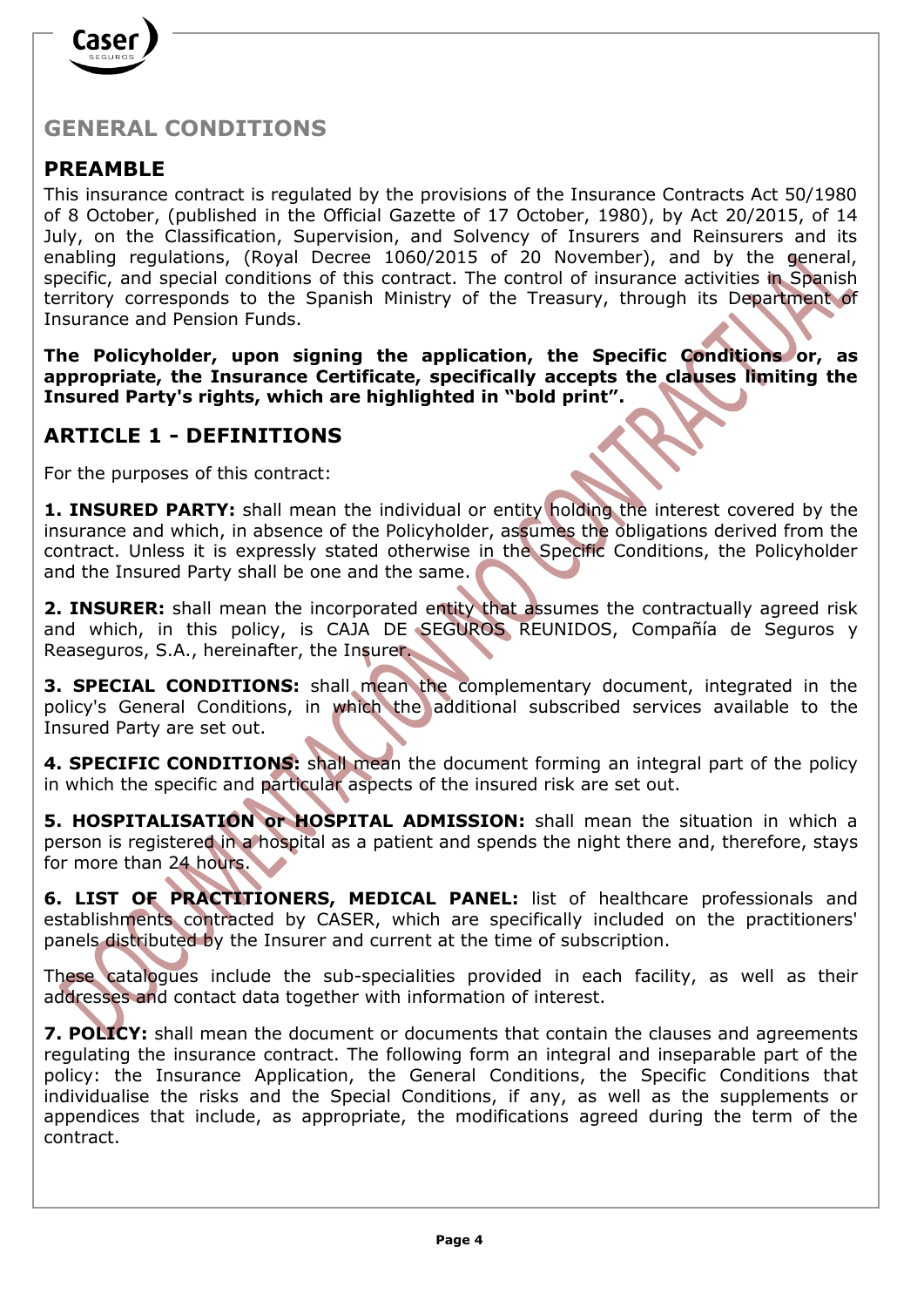## GENERAL CONDITIONS

## PREAMBLE

This insurance contract is regulated by the provisions of the Insurance Contracts Act 50/1980 of 8 October, (published in the Official Gazette of 17 October, 1980), by Act 20/2015, of 14 July, on the Classification, Supervision, and Solvency of Insurers and Reinsurers and its enabling regulations, (Royal Decree 1060/2015 of 20 November), and by the general, specific, and special conditions of this contract. The control of insurance activities in Spanish territory corresponds to the Spanish Ministry of the Treasury, through its Department of Insurance and Pension Funds.

**The Policyholder, upon signing the application, the Specific Conditions or, as appropriate, the Insurance Certificate, specifically accepts the clauses limiting the Insured Party's rights, which are highlighted in "bold print".**

## ARTICLE 1 - DEFINITIONS

For the purposes of this contract:

**1. INSURED PARTY:** shall mean the individual or entity holding the interest covered by the insurance and which, in absence of the Policyholder, assumes the obligations derived from the contract. Unless it is expressly stated otherwise in the Specific Conditions, the Policyholder and the Insured Party shall be one and the same.

**2. INSURER:** shall mean the incorporated entity that assumes the contractually agreed risk and which, in this policy, is CAJA DE SEGUROS REUNIDOS, Compañía de Seguros y Reaseguros, S.A., hereinafter, the Insurer.

**3. SPECIAL CONDITIONS:** shall mean the complementary document, integrated in the policy's General Conditions, in which the additional subscribed services available to the Insured Party are set out.

**4. SPECIFIC CONDITIONS:** shall mean the document forming an integral part of the policy in which the specific and particular aspects of the insured risk are set out.

**5. HOSPITALISATION or HOSPITAL ADMISSION:** shall mean the situation in which a person is registered in a hospital as a patient and spends the night there and, therefore, stays for more than 24 hours.

**6. LIST OF PRACTITIONERS, MEDICAL PANEL:** list of healthcare professionals and establishments contracted by CASER, which are specifically included on the practitioners' panels distributed by the Insurer and current at the time of subscription.

These catalogues include the sub-specialities provided in each facility, as well as their addresses and contact data together with information of interest.

**7. POLICY:** shall mean the document or documents that contain the clauses and agreements regulating the insurance contract. The following form an integral and inseparable part of the policy: the Insurance Application, the General Conditions, the Specific Conditions that individualise the risks and the Special Conditions, if any, as well as the supplements or appendices that include, as appropriate, the modifications agreed during the term of the contract.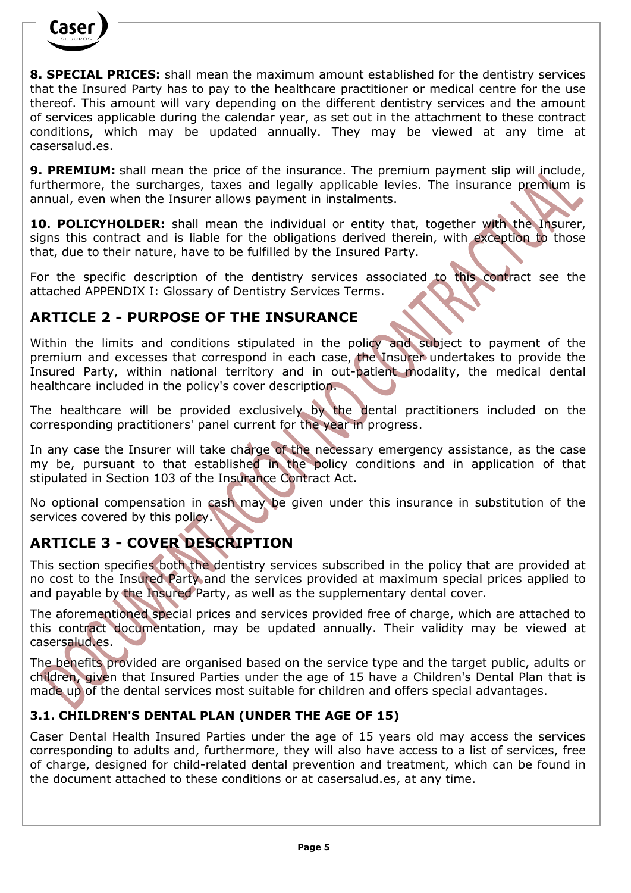**8. SPECIAL PRICES:** shall mean the maximum amount established for the dentistry services that the Insured Party has to pay to the healthcare practitioner or medical centre for the use thereof. This amount will vary depending on the different dentistry services and the amount of services applicable during the calendar year, as set out in the attachment to these contract conditions, which may be updated annually. They may be viewed at any time at casersalud.es.

**9. PREMIUM:** shall mean the price of the insurance. The premium payment slip will include, furthermore, the surcharges, taxes and legally applicable levies. The insurance premium is annual, even when the Insurer allows payment in instalments.

**10. POLICYHOLDER:** shall mean the individual or entity that, together with the Insurer, signs this contract and is liable for the obligations derived therein, with exception to those that, due to their nature, have to be fulfilled by the Insured Party.

For the specific description of the dentistry services associated to this contract see the attached APPENDIX I: Glossary of Dentistry Services Terms.

## ARTICLE 2 - PURPOSE OF THE INSURANCE

Within the limits and conditions stipulated in the policy and subject to payment of the premium and excesses that correspond in each case, the Insurer undertakes to provide the Insured Party, within national territory and in out-patient modality, the medical dental healthcare included in the policy's cover description.

The healthcare will be provided exclusively by the dental practitioners included on the corresponding practitioners' panel current for the year in progress.

In any case the Insurer will take charge of the necessary emergency assistance, as the case my be, pursuant to that established in the policy conditions and in application of that stipulated in Section 103 of the Insurance Contract Act.

No optional compensation in cash may be given under this insurance in substitution of the services covered by this policy.

## ARTICLE 3 - COVER DESCRIPTION

This section specifies both the dentistry services subscribed in the policy that are provided at no cost to the Insured Party and the services provided at maximum special prices applied to and payable by the Insured Party, as well as the supplementary dental cover.

The aforementioned special prices and services provided free of charge, which are attached to this contract documentation, may be updated annually. Their validity may be viewed at casersalud.es.

The benefits provided are organised based on the service type and the target public, adults or children, given that Insured Parties under the age of 15 have a Children's Dental Plan that is made up of the dental services most suitable for children and offers special advantages.

### 3.1. CHILDREN'S DENTAL PLAN (UNDER THE AGE OF 15)

Caser Dental Health Insured Parties under the age of 15 years old may access the services corresponding to adults and, furthermore, they will also have access to a list of services, free of charge, designed for child-related dental prevention and treatment, which can be found in the document attached to these conditions or at casersalud.es, at any time.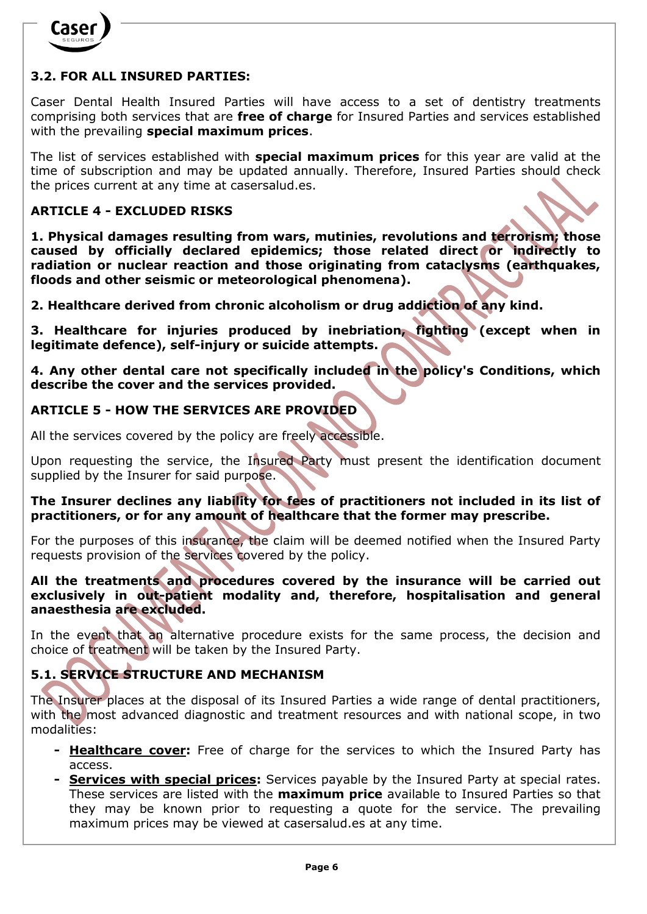### 3.2. FOR ALL INSURED PARTIES:

Caser Dental Health Insured Parties will have access to a set of dentistry treatments comprising both services that are **free of charge** for Insured Parties and services established with the prevailing **special maximum prices**.

The list of services established with **special maximum prices** for this year are valid at the time of subscription and may be updated annually. Therefore, Insured Parties should check the prices current at any time at casersalud.es.

## ARTICLE 4 - EXCLUDED RISKS

**1. Physical damages resulting from wars, mutinies, revolutions and terrorism; those caused by officially declared epidemics; those related direct or indirectly to radiation or nuclear reaction and those originating from cataclysms (earthquakes, floods and other seismic or meteorological phenomena).**

**2. Healthcare derived from chronic alcoholism or drug addiction of any kind.**

**3. Healthcare for injuries produced by inebriation, fighting (except when in legitimate defence), self-injury or suicide attempts.**

**4. Any other dental care not specifically included in the policy's Conditions, which describe the cover and the services provided.**

## ARTICLE 5 - HOW THE SERVICES ARE PROVIDED

All the services covered by the policy are freely accessible.

Upon requesting the service, the Insured Party must present the identification document supplied by the Insurer for said purpose.

**The Insurer declines any liability for fees of practitioners not included in its list of practitioners, or for any amount of healthcare that the former may prescribe.**

For the purposes of this insurance, the claim will be deemed notified when the Insured Party requests provision of the services covered by the policy.

**All the treatments and procedures covered by the insurance will be carried out exclusively in out-patient modality and, therefore, hospitalisation and general anaesthesia are excluded.**

In the event that an alternative procedure exists for the same process, the decision and choice of treatment will be taken by the Insured Party.

### 5.1. SERVICE STRUCTURE AND MECHANISM

The Insurer places at the disposal of its Insured Parties a wide range of dental practitioners, with the most advanced diagnostic and treatment resources and with national scope, in two modalities:

- **Healthcare cover:** Free of charge for the services to which the Insured Party has access.
- **Services with special prices:** Services payable by the Insured Party at special rates. These services are listed with the **maximum price** available to Insured Parties so that they may be known prior to requesting a quote for the service. The prevailing maximum prices may be viewed at casersalud.es at any time.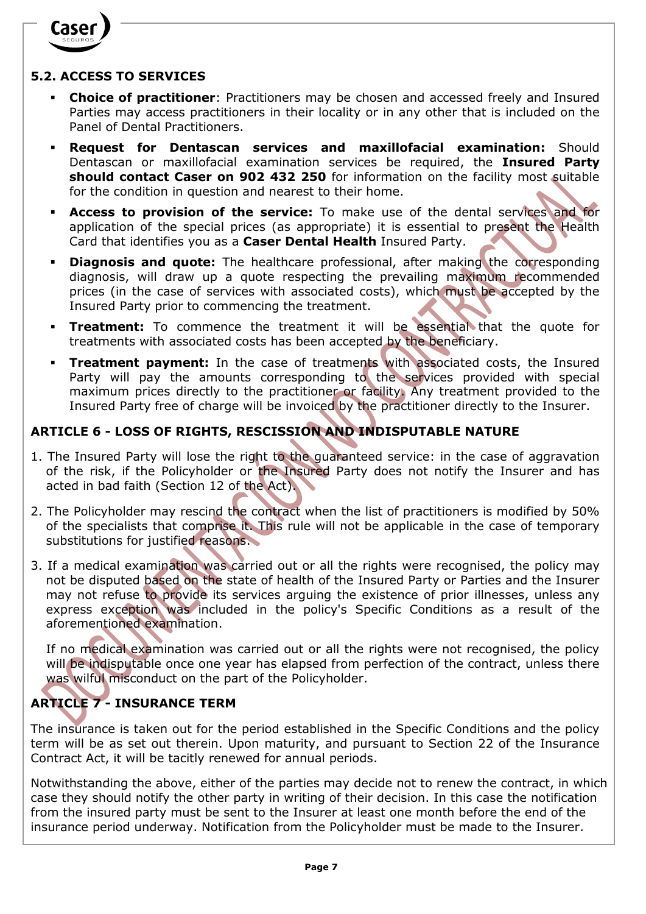### 5.2. ACCESS TO SERVICES

- **Choice of practitioner**: Practitioners may be chosen and accessed freely and Insured Parties may access practitioners in their locality or in any other that is included on the Panel of Dental Practitioners.
- **Request for Dentascan services and maxillofacial examination:** Should Dentascan or maxillofacial examination services be required, the **Insured Party should contact Caser on 902 432 250** for information on the facility most suitable for the condition in question and nearest to their home.
- **Access to provision of the service:** To make use of the dental services and for application of the special prices (as appropriate) it is essential to present the Health Card that identifies you as a **Caser Dental Health** Insured Party.
- **Diagnosis and quote:** The healthcare professional, after making the corresponding diagnosis, will draw up a quote respecting the prevailing maximum recommended prices (in the case of services with associated costs), which must be accepted by the Insured Party prior to commencing the treatment.
- **Treatment:** To commence the treatment it will be essential that the quote for treatments with associated costs has been accepted by the beneficiary.
- **Treatment payment:** In the case of treatments with associated costs, the Insured Party will pay the amounts corresponding to the services provided with special maximum prices directly to the practitioner or facility. Any treatment provided to the Insured Party free of charge will be invoiced by the practitioner directly to the Insurer.

## ARTICLE 6 - LOSS OF RIGHTS, RESCISSION AND INDISPUTABLE NATURE

1. The Insured Party will lose the right to the guaranteed service: in the case of aggravation of the risk, if the Policyholder or the Insured Party does not notify the Insurer and has acted in bad faith (Section 12 of the Act).
2. The Policyholder may rescind the contract when the list of practitioners is modified by 50% of the specialists that comprise it. This rule will not be applicable in the case of temporary substitutions for justified reasons.
3. If a medical examination was carried out or all the rights were recognised, the policy may not be disputed based on the state of health of the Insured Party or Parties and the Insurer may not refuse to provide its services arguing the existence of prior illnesses, unless any express exception was included in the policy's Specific Conditions as a result of the aforementioned examination.

   If no medical examination was carried out or all the rights were not recognised, the policy will be indisputable once one year has elapsed from perfection of the contract, unless there was wilful misconduct on the part of the Policyholder.

## ARTICLE 7 - INSURANCE TERM

The insurance is taken out for the period established in the Specific Conditions and the policy term will be as set out therein. Upon maturity, and pursuant to Section 22 of the Insurance Contract Act, it will be tacitly renewed for annual periods.

Notwithstanding the above, either of the parties may decide not to renew the contract, in which case they should notify the other party in writing of their decision. In this case the notification from the insured party must be sent to the Insurer at least one month before the end of the insurance period underway. Notification from the Policyholder must be made to the Insurer.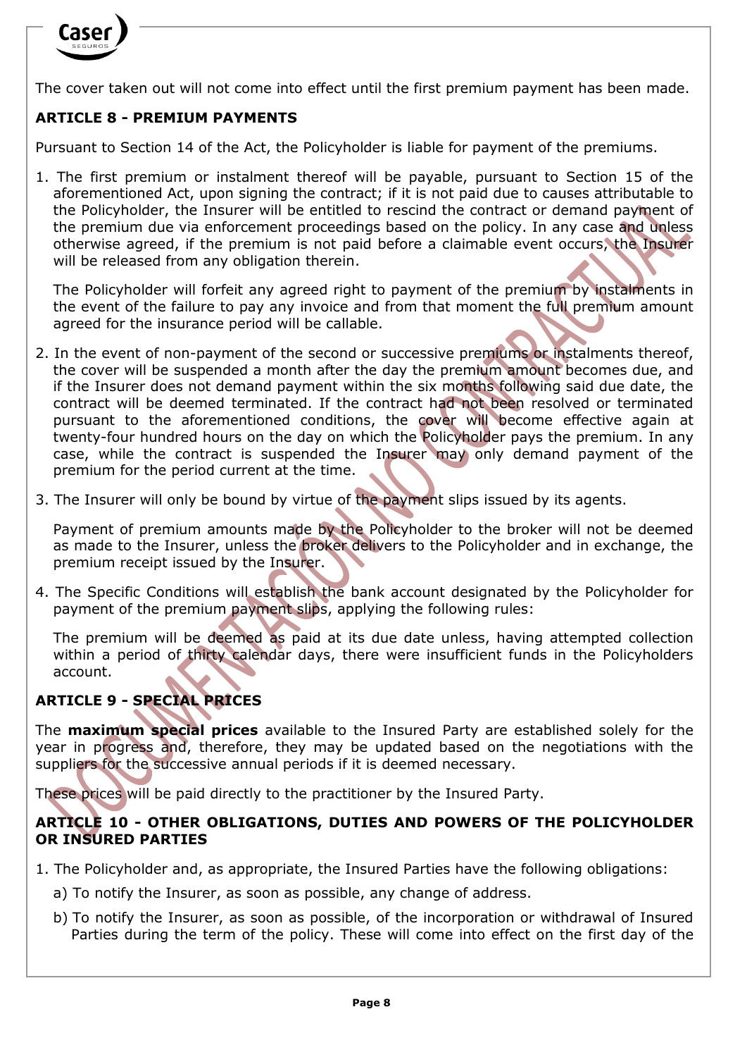The cover taken out will not come into effect until the first premium payment has been made.

## ARTICLE 8 - PREMIUM PAYMENTS

Pursuant to Section 14 of the Act, the Policyholder is liable for payment of the premiums.

1. The first premium or instalment thereof will be payable, pursuant to Section 15 of the aforementioned Act, upon signing the contract; if it is not paid due to causes attributable to the Policyholder, the Insurer will be entitled to rescind the contract or demand payment of the premium due via enforcement proceedings based on the policy. In any case and unless otherwise agreed, if the premium is not paid before a claimable event occurs, the Insurer will be released from any obligation therein.

   The Policyholder will forfeit any agreed right to payment of the premium by instalments in the event of the failure to pay any invoice and from that moment the full premium amount agreed for the insurance period will be callable.

2. In the event of non-payment of the second or successive premiums or instalments thereof, the cover will be suspended a month after the day the premium amount becomes due, and if the Insurer does not demand payment within the six months following said due date, the contract will be deemed terminated. If the contract had not been resolved or terminated pursuant to the aforementioned conditions, the cover will become effective again at twenty-four hundred hours on the day on which the Policyholder pays the premium. In any case, while the contract is suspended the Insurer may only demand payment of the premium for the period current at the time.

3. The Insurer will only be bound by virtue of the payment slips issued by its agents.

   Payment of premium amounts made by the Policyholder to the broker will not be deemed as made to the Insurer, unless the broker delivers to the Policyholder and in exchange, the premium receipt issued by the Insurer.

4. The Specific Conditions will establish the bank account designated by the Policyholder for payment of the premium payment slips, applying the following rules:

   The premium will be deemed as paid at its due date unless, having attempted collection within a period of thirty calendar days, there were insufficient funds in the Policyholders account.

## ARTICLE 9 - SPECIAL PRICES

The **maximum special prices** available to the Insured Party are established solely for the year in progress and, therefore, they may be updated based on the negotiations with the suppliers for the successive annual periods if it is deemed necessary.

These prices will be paid directly to the practitioner by the Insured Party.

## ARTICLE 10 - OTHER OBLIGATIONS, DUTIES AND POWERS OF THE POLICYHOLDER OR INSURED PARTIES

1. The Policyholder and, as appropriate, the Insured Parties have the following obligations:

   a) To notify the Insurer, as soon as possible, any change of address.

   b) To notify the Insurer, as soon as possible, of the incorporation or withdrawal of Insured Parties during the term of the policy. These will come into effect on the first day of the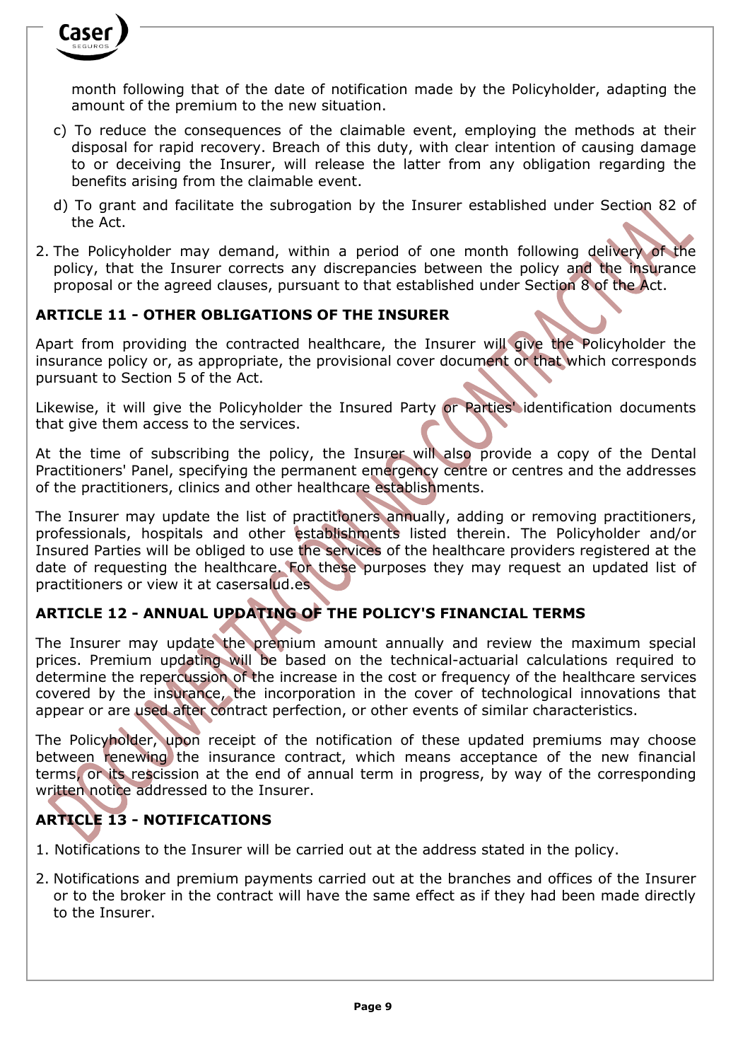month following that of the date of notification made by the Policyholder, adapting the amount of the premium to the new situation.

c) To reduce the consequences of the claimable event, employing the methods at their disposal for rapid recovery. Breach of this duty, with clear intention of causing damage to or deceiving the Insurer, will release the latter from any obligation regarding the benefits arising from the claimable event.

d) To grant and facilitate the subrogation by the Insurer established under Section 82 of the Act.

2. The Policyholder may demand, within a period of one month following delivery of the policy, that the Insurer corrects any discrepancies between the policy and the insurance proposal or the agreed clauses, pursuant to that established under Section 8 of the Act.

## ARTICLE 11 - OTHER OBLIGATIONS OF THE INSURER

Apart from providing the contracted healthcare, the Insurer will give the Policyholder the insurance policy or, as appropriate, the provisional cover document or that which corresponds pursuant to Section 5 of the Act.

Likewise, it will give the Policyholder the Insured Party or Parties' identification documents that give them access to the services.

At the time of subscribing the policy, the Insurer will also provide a copy of the Dental Practitioners' Panel, specifying the permanent emergency centre or centres and the addresses of the practitioners, clinics and other healthcare establishments.

The Insurer may update the list of practitioners annually, adding or removing practitioners, professionals, hospitals and other establishments listed therein. The Policyholder and/or Insured Parties will be obliged to use the services of the healthcare providers registered at the date of requesting the healthcare. For these purposes they may request an updated list of practitioners or view it at casersalud.es

## ARTICLE 12 - ANNUAL UPDATING OF THE POLICY'S FINANCIAL TERMS

The Insurer may update the premium amount annually and review the maximum special prices. Premium updating will be based on the technical-actuarial calculations required to determine the repercussion of the increase in the cost or frequency of the healthcare services covered by the insurance, the incorporation in the cover of technological innovations that appear or are used after contract perfection, or other events of similar characteristics.

The Policyholder, upon receipt of the notification of these updated premiums may choose between renewing the insurance contract, which means acceptance of the new financial terms, or its rescission at the end of annual term in progress, by way of the corresponding written notice addressed to the Insurer.

## ARTICLE 13 - NOTIFICATIONS

1. Notifications to the Insurer will be carried out at the address stated in the policy.

2. Notifications and premium payments carried out at the branches and offices of the Insurer or to the broker in the contract will have the same effect as if they had been made directly to the Insurer.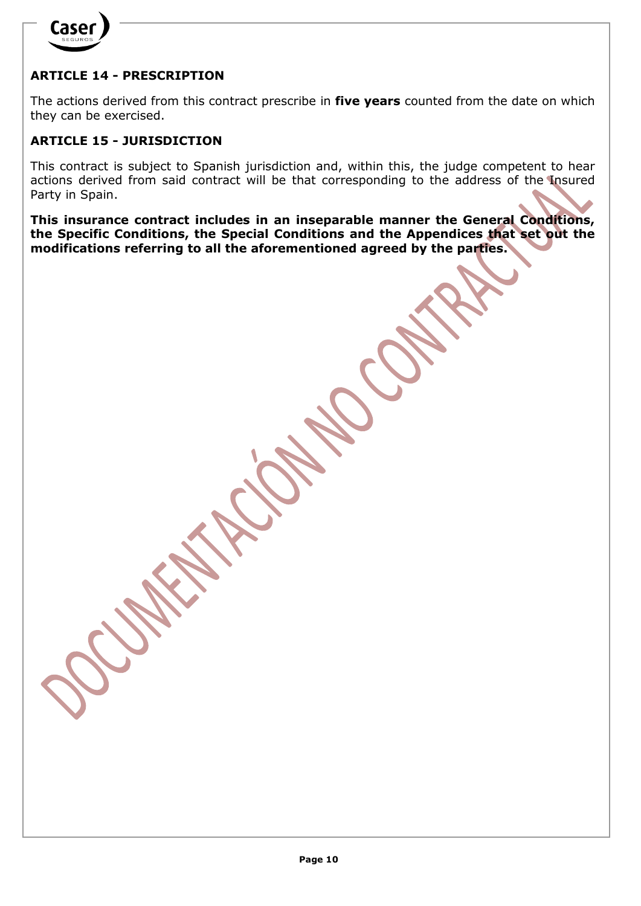## ARTICLE 14 - PRESCRIPTION

The actions derived from this contract prescribe in **five years** counted from the date on which they can be exercised.

## ARTICLE 15 - JURISDICTION

This contract is subject to Spanish jurisdiction and, within this, the judge competent to hear actions derived from said contract will be that corresponding to the address of the Insured Party in Spain.

**This insurance contract includes in an inseparable manner the General Conditions, the Specific Conditions, the Special Conditions and the Appendices that set out the modifications referring to all the aforementioned agreed by the parties.**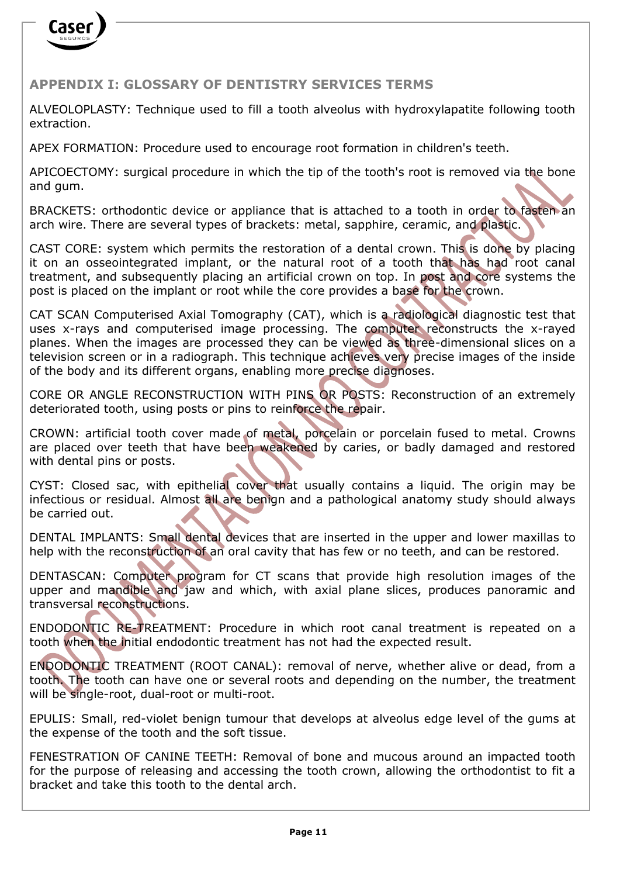## APPENDIX I: GLOSSARY OF DENTISTRY SERVICES TERMS

ALVEOLOPLASTY: Technique used to fill a tooth alveolus with hydroxylapatite following tooth extraction.

APEX FORMATION: Procedure used to encourage root formation in children's teeth.

APICOECTOMY: surgical procedure in which the tip of the tooth's root is removed via the bone and gum.

BRACKETS: orthodontic device or appliance that is attached to a tooth in order to fasten an arch wire. There are several types of brackets: metal, sapphire, ceramic, and plastic.

CAST CORE: system which permits the restoration of a dental crown. This is done by placing it on an osseointegrated implant, or the natural root of a tooth that has had root canal treatment, and subsequently placing an artificial crown on top. In post and core systems the post is placed on the implant or root while the core provides a base for the crown.

CAT SCAN Computerised Axial Tomography (CAT), which is a radiological diagnostic test that uses x-rays and computerised image processing. The computer reconstructs the x-rayed planes. When the images are processed they can be viewed as three-dimensional slices on a television screen or in a radiograph. This technique achieves very precise images of the inside of the body and its different organs, enabling more precise diagnoses.

CORE OR ANGLE RECONSTRUCTION WITH PINS OR POSTS: Reconstruction of an extremely deteriorated tooth, using posts or pins to reinforce the repair.

CROWN: artificial tooth cover made of metal, porcelain or porcelain fused to metal. Crowns are placed over teeth that have been weakened by caries, or badly damaged and restored with dental pins or posts.

CYST: Closed sac, with epithelial cover that usually contains a liquid. The origin may be infectious or residual. Almost all are benign and a pathological anatomy study should always be carried out.

DENTAL IMPLANTS: Small dental devices that are inserted in the upper and lower maxillas to help with the reconstruction of an oral cavity that has few or no teeth, and can be restored.

DENTASCAN: Computer program for CT scans that provide high resolution images of the upper and mandible and jaw and which, with axial plane slices, produces panoramic and transversal reconstructions.

ENDODONTIC RE-TREATMENT: Procedure in which root canal treatment is repeated on a tooth when the initial endodontic treatment has not had the expected result.

ENDODONTIC TREATMENT (ROOT CANAL): removal of nerve, whether alive or dead, from a tooth. The tooth can have one or several roots and depending on the number, the treatment will be single-root, dual-root or multi-root.

EPULIS: Small, red-violet benign tumour that develops at alveolus edge level of the gums at the expense of the tooth and the soft tissue.

FENESTRATION OF CANINE TEETH: Removal of bone and mucous around an impacted tooth for the purpose of releasing and accessing the tooth crown, allowing the orthodontist to fit a bracket and take this tooth to the dental arch.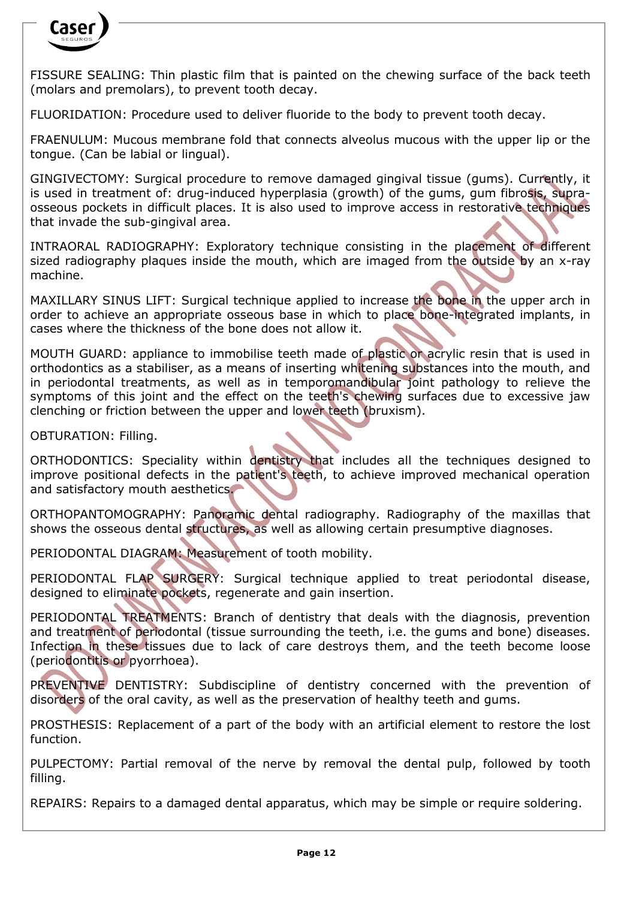FISSURE SEALING: Thin plastic film that is painted on the chewing surface of the back teeth (molars and premolars), to prevent tooth decay.

FLUORIDATION: Procedure used to deliver fluoride to the body to prevent tooth decay.

FRAENULUM: Mucous membrane fold that connects alveolus mucous with the upper lip or the tongue. (Can be labial or lingual).

GINGIVECTOMY: Surgical procedure to remove damaged gingival tissue (gums). Currently, it is used in treatment of: drug-induced hyperplasia (growth) of the gums, gum fibrosis, supra-osseous pockets in difficult places. It is also used to improve access in restorative techniques that invade the sub-gingival area.

INTRAORAL RADIOGRAPHY: Exploratory technique consisting in the placement of different sized radiography plaques inside the mouth, which are imaged from the outside by an x-ray machine.

MAXILLARY SINUS LIFT: Surgical technique applied to increase the bone in the upper arch in order to achieve an appropriate osseous base in which to place bone-integrated implants, in cases where the thickness of the bone does not allow it.

MOUTH GUARD: appliance to immobilise teeth made of plastic or acrylic resin that is used in orthodontics as a stabiliser, as a means of inserting whitening substances into the mouth, and in periodontal treatments, as well as in temporomandibular joint pathology to relieve the symptoms of this joint and the effect on the teeth's chewing surfaces due to excessive jaw clenching or friction between the upper and lower teeth (bruxism).

OBTURATION: Filling.

ORTHODONTICS: Speciality within dentistry that includes all the techniques designed to improve positional defects in the patient's teeth, to achieve improved mechanical operation and satisfactory mouth aesthetics.

ORTHOPANTOMOGRAPHY: Panoramic dental radiography. Radiography of the maxillas that shows the osseous dental structures, as well as allowing certain presumptive diagnoses.

PERIODONTAL DIAGRAM: Measurement of tooth mobility.

PERIODONTAL FLAP SURGERY: Surgical technique applied to treat periodontal disease, designed to eliminate pockets, regenerate and gain insertion.

PERIODONTAL TREATMENTS: Branch of dentistry that deals with the diagnosis, prevention and treatment of periodontal (tissue surrounding the teeth, i.e. the gums and bone) diseases. Infection in these tissues due to lack of care destroys them, and the teeth become loose (periodontitis or pyorrhoea).

PREVENTIVE DENTISTRY: Subdiscipline of dentistry concerned with the prevention of disorders of the oral cavity, as well as the preservation of healthy teeth and gums.

PROSTHESIS: Replacement of a part of the body with an artificial element to restore the lost function.

PULPECTOMY: Partial removal of the nerve by removal the dental pulp, followed by tooth filling.

REPAIRS: Repairs to a damaged dental apparatus, which may be simple or require soldering.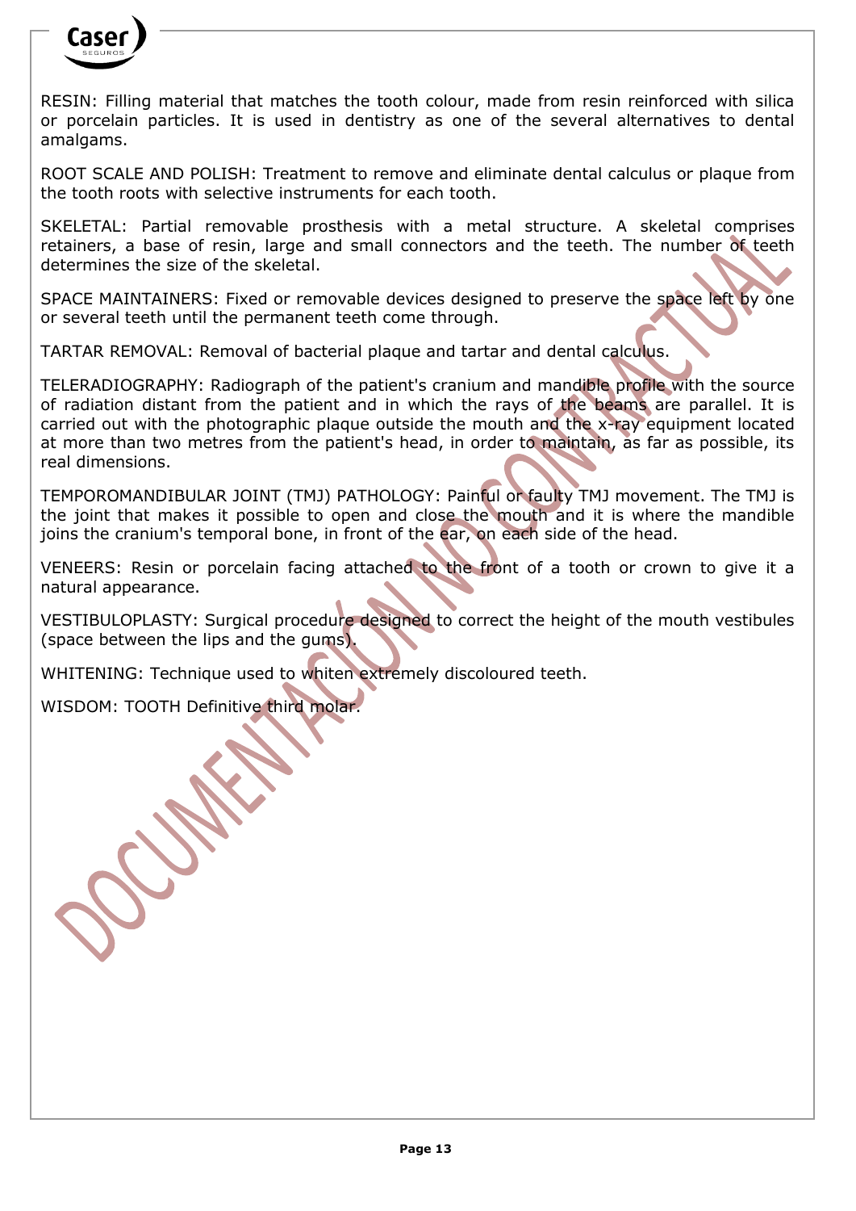RESIN: Filling material that matches the tooth colour, made from resin reinforced with silica or porcelain particles. It is used in dentistry as one of the several alternatives to dental amalgams.

ROOT SCALE AND POLISH: Treatment to remove and eliminate dental calculus or plaque from the tooth roots with selective instruments for each tooth.

SKELETAL: Partial removable prosthesis with a metal structure. A skeletal comprises retainers, a base of resin, large and small connectors and the teeth. The number of teeth determines the size of the skeletal.

SPACE MAINTAINERS: Fixed or removable devices designed to preserve the space left by one or several teeth until the permanent teeth come through.

TARTAR REMOVAL: Removal of bacterial plaque and tartar and dental calculus.

TELERADIOGRAPHY: Radiograph of the patient's cranium and mandible profile with the source of radiation distant from the patient and in which the rays of the beams are parallel. It is carried out with the photographic plaque outside the mouth and the x-ray equipment located at more than two metres from the patient's head, in order to maintain, as far as possible, its real dimensions.

TEMPOROMANDIBULAR JOINT (TMJ) PATHOLOGY: Painful or faulty TMJ movement. The TMJ is the joint that makes it possible to open and close the mouth and it is where the mandible joins the cranium's temporal bone, in front of the ear, on each side of the head.

VENEERS: Resin or porcelain facing attached to the front of a tooth or crown to give it a natural appearance.

VESTIBULOPLASTY: Surgical procedure designed to correct the height of the mouth vestibules (space between the lips and the gums).

WHITENING: Technique used to whiten extremely discoloured teeth.

WISDOM: TOOTH Definitive third molar.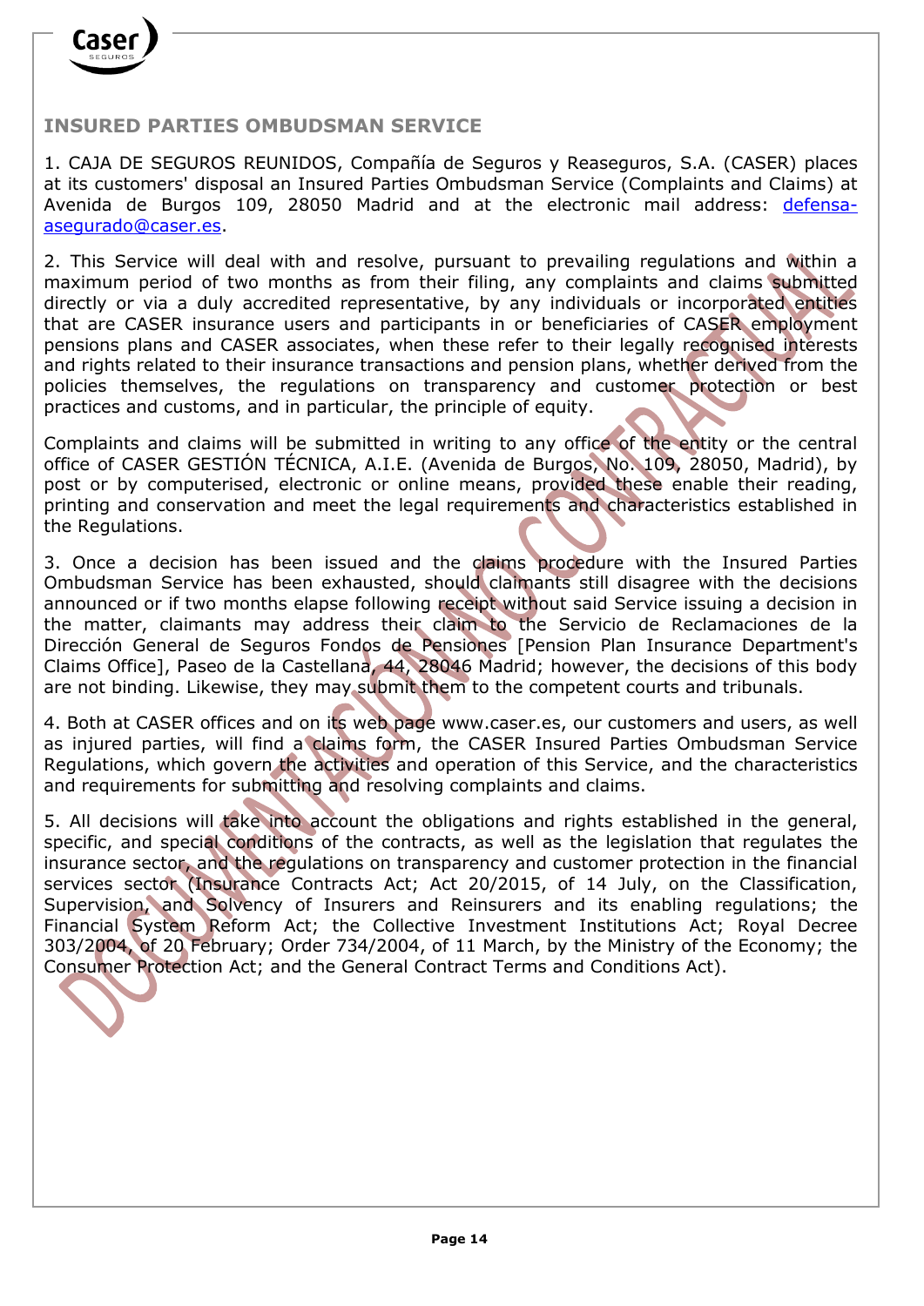## INSURED PARTIES OMBUDSMAN SERVICE

1. CAJA DE SEGUROS REUNIDOS, Compañía de Seguros y Reaseguros, S.A. (CASER) places at its customers' disposal an Insured Parties Ombudsman Service (Complaints and Claims) at Avenida de Burgos 109, 28050 Madrid and at the electronic mail address: defensa-asegurado@caser.es.

2. This Service will deal with and resolve, pursuant to prevailing regulations and within a maximum period of two months as from their filing, any complaints and claims submitted directly or via a duly accredited representative, by any individuals or incorporated entities that are CASER insurance users and participants in or beneficiaries of CASER employment pensions plans and CASER associates, when these refer to their legally recognised interests and rights related to their insurance transactions and pension plans, whether derived from the policies themselves, the regulations on transparency and customer protection or best practices and customs, and in particular, the principle of equity.

Complaints and claims will be submitted in writing to any office of the entity or the central office of CASER GESTIÓN TÉCNICA, A.I.E. (Avenida de Burgos, No. 109, 28050, Madrid), by post or by computerised, electronic or online means, provided these enable their reading, printing and conservation and meet the legal requirements and characteristics established in the Regulations.

3. Once a decision has been issued and the claims procedure with the Insured Parties Ombudsman Service has been exhausted, should claimants still disagree with the decisions announced or if two months elapse following receipt without said Service issuing a decision in the matter, claimants may address their claim to the Servicio de Reclamaciones de la Dirección General de Seguros Fondos de Pensiones [Pension Plan Insurance Department's Claims Office], Paseo de la Castellana, 44, 28046 Madrid; however, the decisions of this body are not binding. Likewise, they may submit them to the competent courts and tribunals.

4. Both at CASER offices and on its web page www.caser.es, our customers and users, as well as injured parties, will find a claims form, the CASER Insured Parties Ombudsman Service Regulations, which govern the activities and operation of this Service, and the characteristics and requirements for submitting and resolving complaints and claims.

5. All decisions will take into account the obligations and rights established in the general, specific, and special conditions of the contracts, as well as the legislation that regulates the insurance sector, and the regulations on transparency and customer protection in the financial services sector (Insurance Contracts Act; Act 20/2015, of 14 July, on the Classification, Supervision, and Solvency of Insurers and Reinsurers and its enabling regulations; the Financial System Reform Act; the Collective Investment Institutions Act; Royal Decree 303/2004, of 20 February; Order 734/2004, of 11 March, by the Ministry of the Economy; the Consumer Protection Act; and the General Contract Terms and Conditions Act).